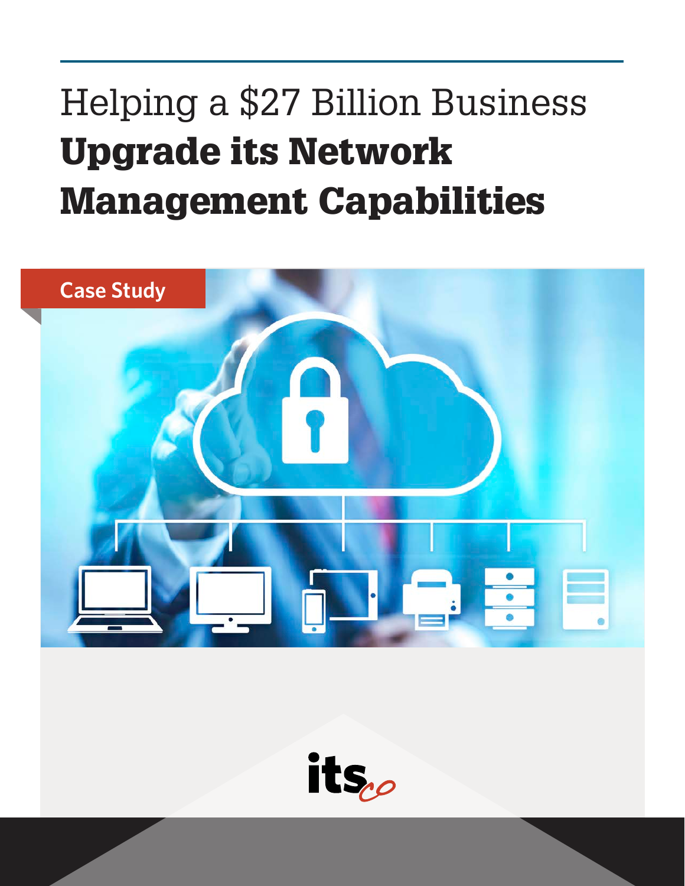# Helping a $27 Billion Business **Upgrade its Network Management Capabilities**

Case Study

its co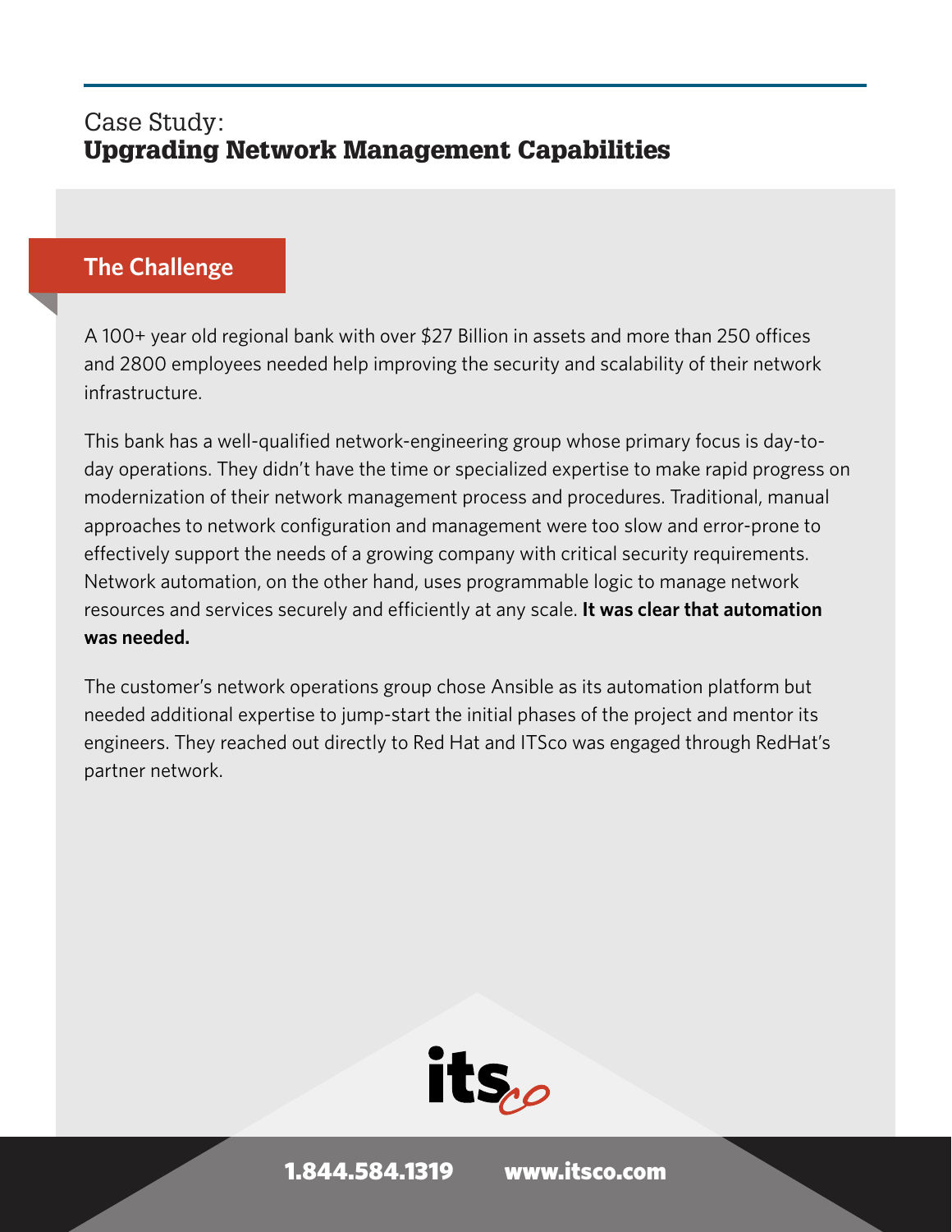Case Study:
# Upgrading Network Management Capabilities

## The Challenge

A 100+ year old regional bank with over $27 Billion in assets and more than 250 offices and 2800 employees needed help improving the security and scalability of their network infrastructure.

This bank has a well-qualified network-engineering group whose primary focus is day-to-day operations. They didn't have the time or specialized expertise to make rapid progress on modernization of their network management process and procedures. Traditional, manual approaches to network configuration and management were too slow and error-prone to effectively support the needs of a growing company with critical security requirements. Network automation, on the other hand, uses programmable logic to manage network resources and services securely and efficiently at any scale. **It was clear that automation was needed.**

The customer's network operations group chose Ansible as its automation platform but needed additional expertise to jump-start the initial phases of the project and mentor its engineers. They reached out directly to Red Hat and ITSco was engaged through RedHat's partner network.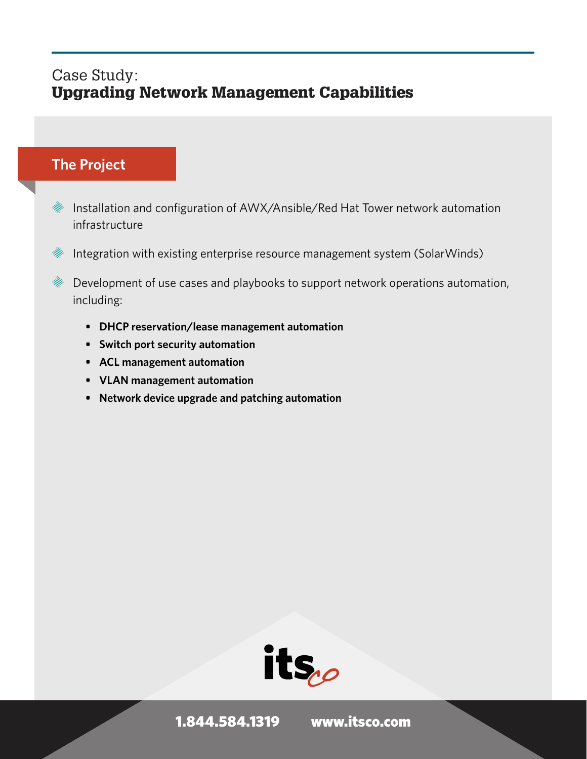Case Study:
# Upgrading Network Management Capabilities

## The Project

- Installation and configuration of AWX/Ansible/Red Hat Tower network automation infrastructure
- Integration with existing enterprise resource management system (SolarWinds)
- Development of use cases and playbooks to support network operations automation, including:
  - **DHCP reservation/lease management automation**
  - **Switch port security automation**
  - **ACL management automation**
  - **VLAN management automation**
  - **Network device upgrade and patching automation**

**1.844.584.1319** **www.itsco.com**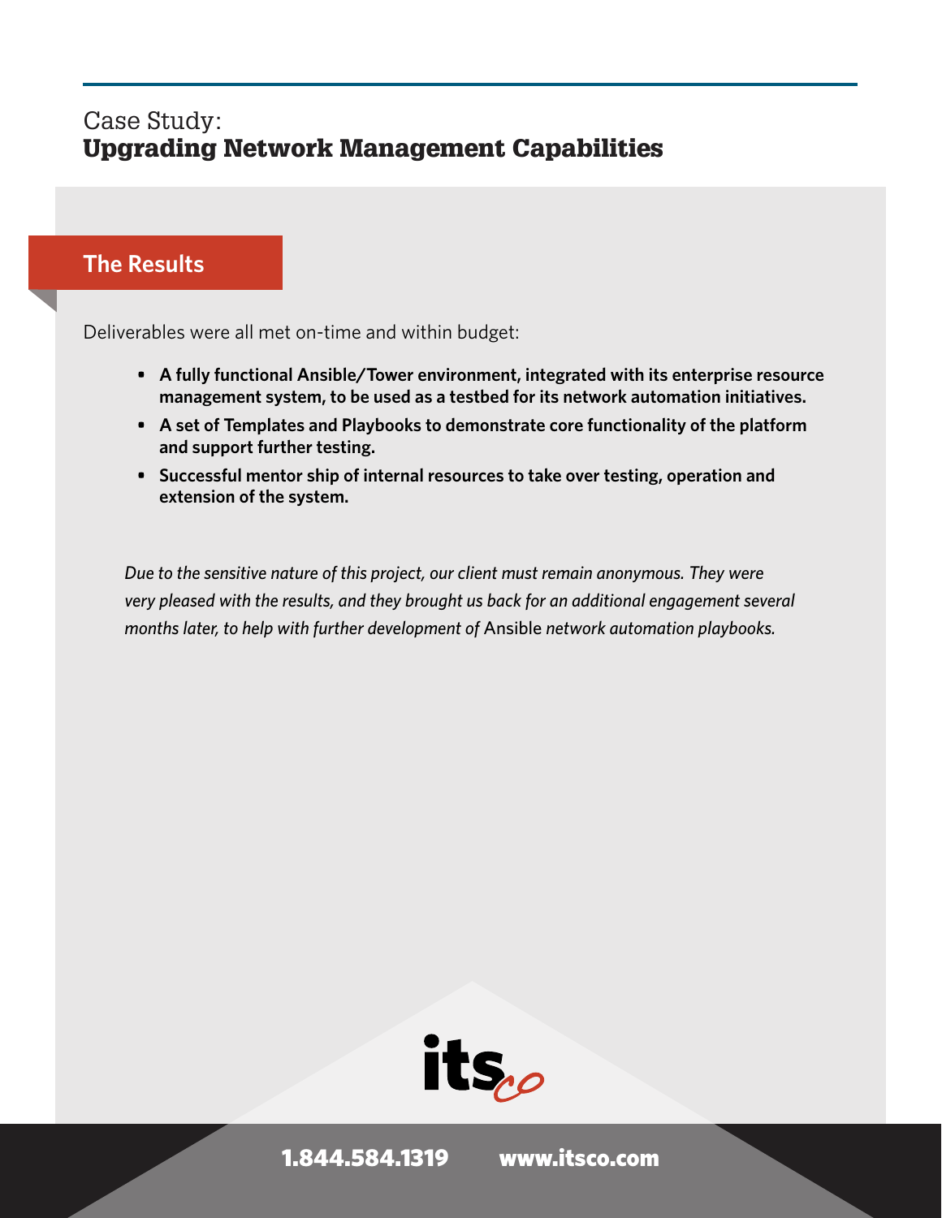Case Study:
# Upgrading Network Management Capabilities

## The Results

Deliverables were all met on-time and within budget:

- **A fully functional Ansible/Tower environment, integrated with its enterprise resource management system, to be used as a testbed for its network automation initiatives.**
- **A set of Templates and Playbooks to demonstrate core functionality of the platform and support further testing.**
- **Successful mentor ship of internal resources to take over testing, operation and extension of the system.**

*Due to the sensitive nature of this project, our client must remain anonymous. They were very pleased with the results, and they brought us back for an additional engagement several months later, to help with further development of* Ansible *network automation playbooks.*

itsco

1.844.584.1319 www.itsco.com